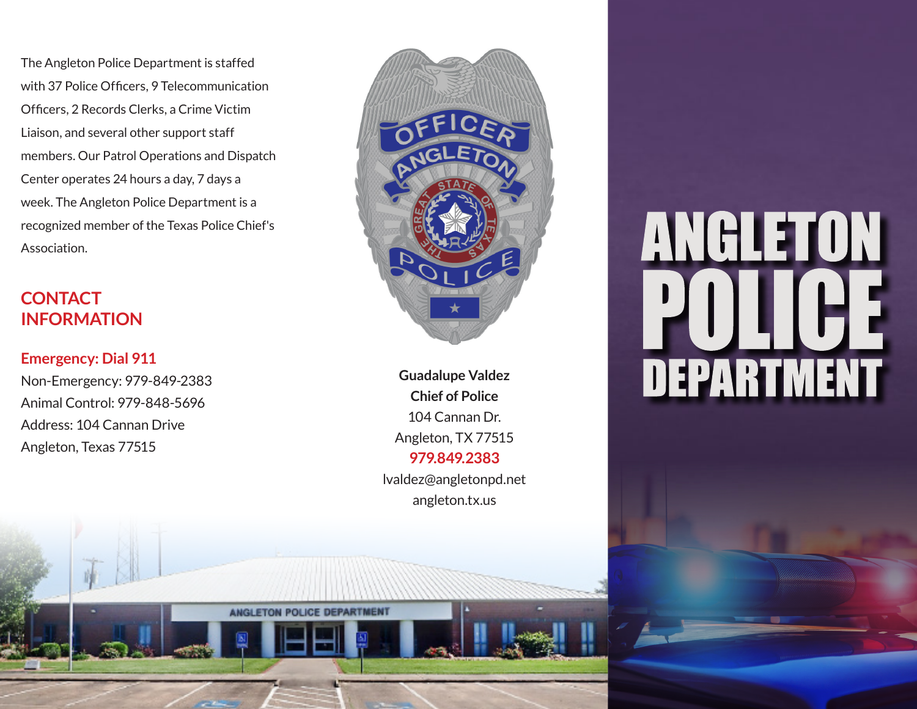# ANGLETON POLICE DEPARTMENT

The Angleton Police Department is staffed with 37 Police Officers, 9 Telecommunication Officers, 2 Records Clerks, a Crime Victim Liaison, and several other support staff members. Our Patrol Operations and Dispatch Center operates 24 hours a day, 7 days a week. The Angleton Police Department is a recognized member of the Texas Police Chief's Association.

## CONTACT INFORMATION

**Emergency: Dial 911**
Non-Emergency: 979-849-2383
Animal Control: 979-848-5696
Address: 104 Cannan Drive
Angleton, Texas 77515

**Guadalupe Valdez**
**Chief of Police**
104 Cannan Dr.
Angleton, TX 77515
**979.849.2383**
lvaldez@angletonpd.net
angleton.tx.us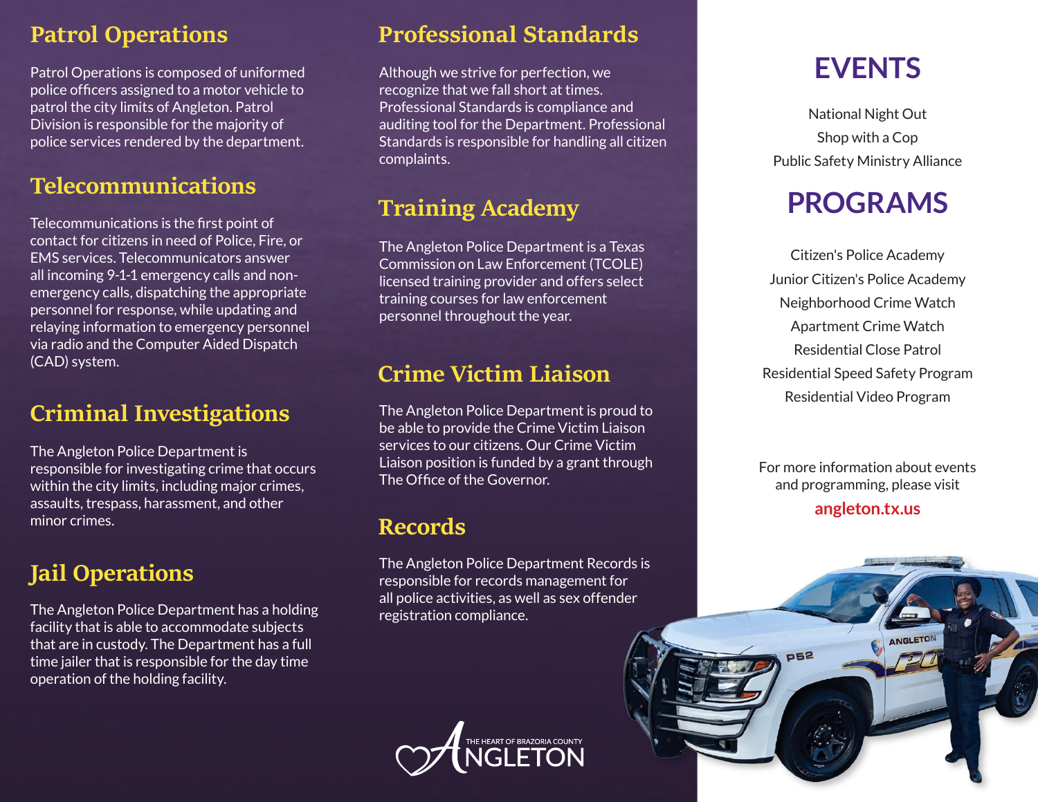## Patrol Operations

Patrol Operations is composed of uniformed police officers assigned to a motor vehicle to patrol the city limits of Angleton. Patrol Division is responsible for the majority of police services rendered by the department.

## Telecommunications

Telecommunications is the first point of contact for citizens in need of Police, Fire, or EMS services. Telecommunicators answer all incoming 9-1-1 emergency calls and non-emergency calls, dispatching the appropriate personnel for response, while updating and relaying information to emergency personnel via radio and the Computer Aided Dispatch (CAD) system.

## Criminal Investigations

The Angleton Police Department is responsible for investigating crime that occurs within the city limits, including major crimes, assaults, trespass, harassment, and other minor crimes.

## Jail Operations

The Angleton Police Department has a holding facility that is able to accommodate subjects that are in custody. The Department has a full time jailer that is responsible for the day time operation of the holding facility.

## Professional Standards

Although we strive for perfection, we recognize that we fall short at times. Professional Standards is compliance and auditing tool for the Department. Professional Standards is responsible for handling all citizen complaints.

## Training Academy

The Angleton Police Department is a Texas Commission on Law Enforcement (TCOLE) licensed training provider and offers select training courses for law enforcement personnel throughout the year.

## Crime Victim Liaison

The Angleton Police Department is proud to be able to provide the Crime Victim Liaison services to our citizens. Our Crime Victim Liaison position is funded by a grant through The Office of the Governor.

## Records

The Angleton Police Department Records is responsible for records management for all police activities, as well as sex offender registration compliance.

THE HEART OF BRAZORIA COUNTY ANGLETON

# EVENTS

National Night Out
Shop with a Cop
Public Safety Ministry Alliance

# PROGRAMS

Citizen's Police Academy
Junior Citizen's Police Academy
Neighborhood Crime Watch
Apartment Crime Watch
Residential Close Patrol
Residential Speed Safety Program
Residential Video Program

For more information about events and programming, please visit

**angleton.tx.us**